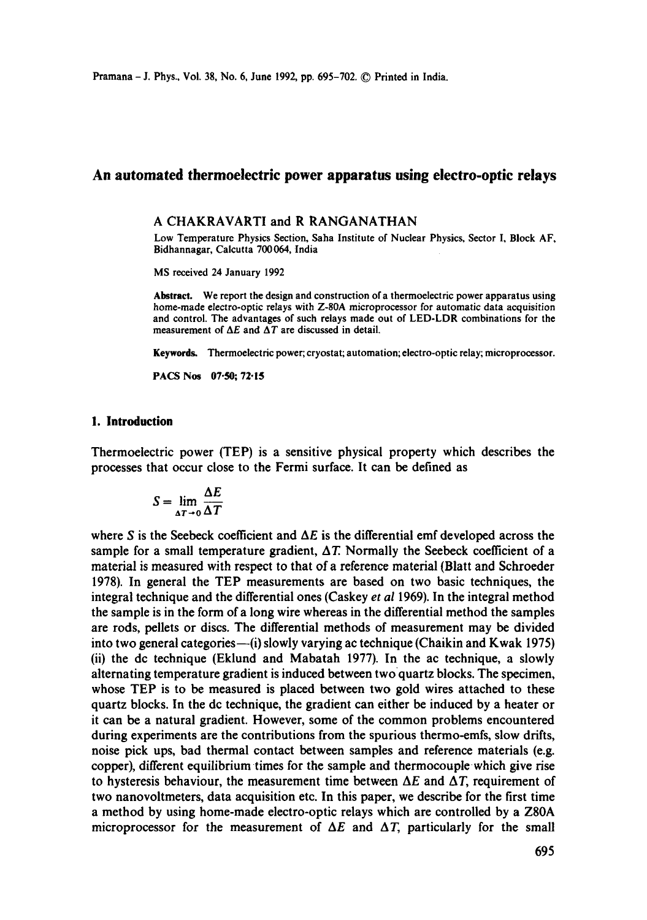# An automated thermoelectric power apparatus using electro-optic relays

A CHAKRAVARTI and R RANGANATHAN

Low Temperature Physics Section, Saha Institute of Nuclear Physics, Sector I, Block AF, Bidhannagar, Calcutta 700064, India

MS received 24 January 1992

**Abstract.** We report the design and construction of a thermoelectric power apparatus using home-made electro-optic relays with Z-80A microprocessor for automatic data acquisition and control. The advantages of such relays made out of LED-LDR combinations for the measurement of $\Delta E$ and $\Delta T$ are discussed in detail.

**Keywords.** Thermoelectric power; cryostat; automation; electro-optic relay; microprocessor.

**PACS Nos** 07·50; 72·15

## 1. Introduction

Thermoelectric power (TEP) is a sensitive physical property which describes the processes that occur close to the Fermi surface. It can be defined as

$$S = \lim_{\Delta T \to 0} \frac{\Delta E}{\Delta T}$$

where $S$ is the Seebeck coefficient and $\Delta E$ is the differential emf developed across the sample for a small temperature gradient, $\Delta T$. Normally the Seebeck coefficient of a material is measured with respect to that of a reference material (Blatt and Schroeder 1978). In general the TEP measurements are based on two basic techniques, the integral technique and the differential ones (Caskey *et al* 1969). In the integral method the sample is in the form of a long wire whereas in the differential method the samples are rods, pellets or discs. The differential methods of measurement may be divided into two general categories—(i) slowly varying ac technique (Chaikin and Kwak 1975) (ii) the dc technique (Eklund and Mabatah 1977). In the ac technique, a slowly alternating temperature gradient is induced between two quartz blocks. The specimen, whose TEP is to be measured is placed between two gold wires attached to these quartz blocks. In the dc technique, the gradient can either be induced by a heater or it can be a natural gradient. However, some of the common problems encountered during experiments are the contributions from the spurious thermo-emfs, slow drifts, noise pick ups, bad thermal contact between samples and reference materials (e.g. copper), different equilibrium times for the sample and thermocouple which give rise to hysteresis behaviour, the measurement time between $\Delta E$ and $\Delta T$, requirement of two nanovoltmeters, data acquisition etc. In this paper, we describe for the first time a method by using home-made electro-optic relays which are controlled by a Z80A microprocessor for the measurement of $\Delta E$ and $\Delta T$, particularly for the small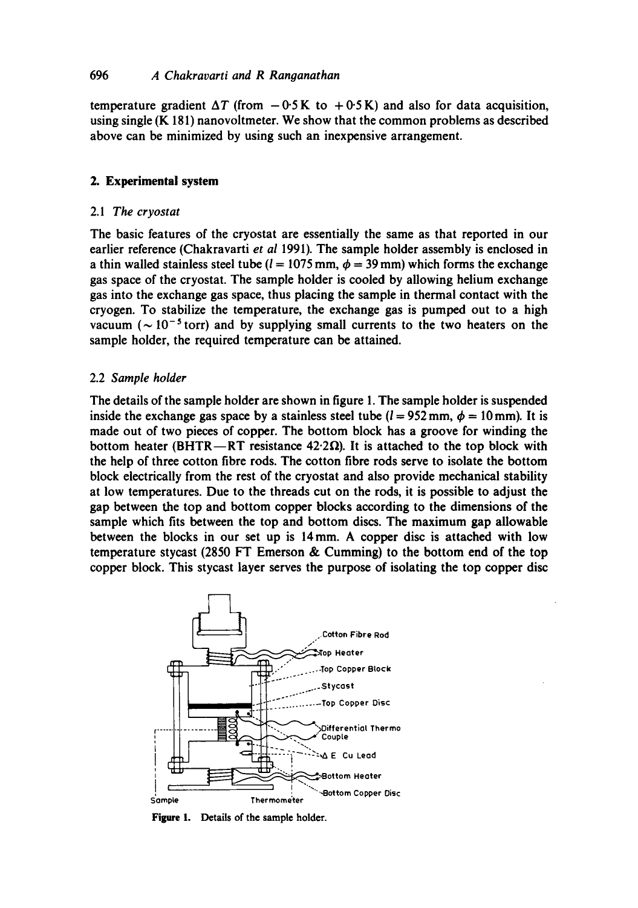temperature gradient $\Delta T$ (from $-0.5$ K to $+0.5$ K) and also for data acquisition, using single (K 181) nanovoltmeter. We show that the common problems as described above can be minimized by using such an inexpensive arrangement.

## 2. Experimental system

### 2.1 *The cryostat*

The basic features of the cryostat are essentially the same as that reported in our earlier reference (Chakravarti *et al* 1991). The sample holder assembly is enclosed in a thin walled stainless steel tube ($l = 1075$ mm, $\phi = 39$ mm) which forms the exchange gas space of the cryostat. The sample holder is cooled by allowing helium exchange gas into the exchange gas space, thus placing the sample in thermal contact with the cryogen. To stabilize the temperature, the exchange gas is pumped out to a high vacuum ($\sim 10^{-5}$ torr) and by supplying small currents to the two heaters on the sample holder, the required temperature can be attained.

### 2.2 *Sample holder*

The details of the sample holder are shown in figure 1. The sample holder is suspended inside the exchange gas space by a stainless steel tube ($l = 952$ mm, $\phi = 10$ mm). It is made out of two pieces of copper. The bottom block has a groove for winding the bottom heater (BHTR—RT resistance $42.2\,\Omega$). It is attached to the top block with the help of three cotton fibre rods. The cotton fibre rods serve to isolate the bottom block electrically from the rest of the cryostat and also provide mechanical stability at low temperatures. Due to the threads cut on the rods, it is possible to adjust the gap between the top and bottom copper blocks according to the dimensions of the sample which fits between the top and bottom discs. The maximum gap allowable between the blocks in our set up is 14 mm. A copper disc is attached with low temperature stycast (2850 FT Emerson & Cumming) to the bottom end of the top copper block. This stycast layer serves the purpose of isolating the top copper disc

Cotton Fibre Rod, Top Heater, Top Copper Block, Stycast, Top Copper Disc, Differential Thermo Couple, Δ E Cu Lead, Bottom Heater, Bottom Copper Disc, Sample, Thermometer

**Figure 1.** Details of the sample holder.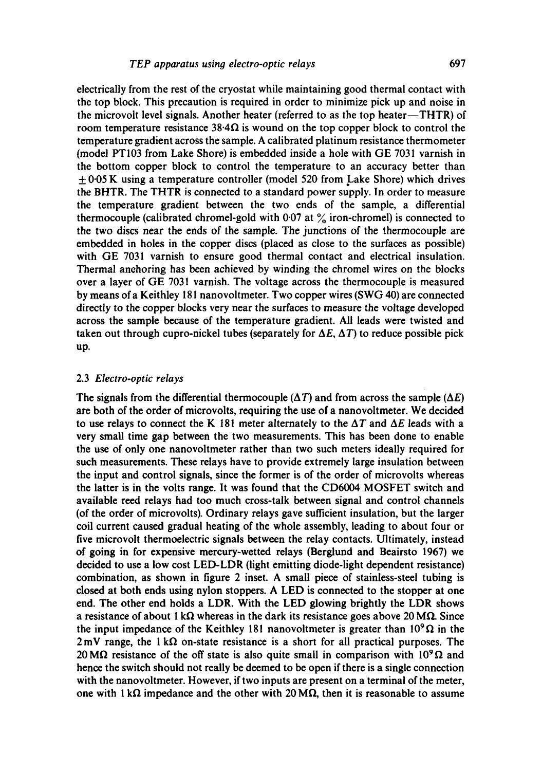electrically from the rest of the cryostat while maintaining good thermal contact with the top block. This precaution is required in order to minimize pick up and noise in the microvolt level signals. Another heater (referred to as the top heater—THTR) of room temperature resistance $38{\cdot}4\,\Omega$ is wound on the top copper block to control the temperature gradient across the sample. A calibrated platinum resistance thermometer (model PT103 from Lake Shore) is embedded inside a hole with GE 7031 varnish in the bottom copper block to control the temperature to an accuracy better than $\pm 0{\cdot}05$ K using a temperature controller (model 520 from Lake Shore) which drives the BHTR. The THTR is connected to a standard power supply. In order to measure the temperature gradient between the two ends of the sample, a differential thermocouple (calibrated chromel-gold with 0·07 at % iron-chromel) is connected to the two discs near the ends of the sample. The junctions of the thermocouple are embedded in holes in the copper discs (placed as close to the surfaces as possible) with GE 7031 varnish to ensure good thermal contact and electrical insulation. Thermal anchoring has been achieved by winding the chromel wires on the blocks over a layer of GE 7031 varnish. The voltage across the thermocouple is measured by means of a Keithley 181 nanovoltmeter. Two copper wires (SWG 40) are connected directly to the copper blocks very near the surfaces to measure the voltage developed across the sample because of the temperature gradient. All leads were twisted and taken out through cupro-nickel tubes (separately for $\Delta E$, $\Delta T$) to reduce possible pick up.

### 2.3 *Electro-optic relays*

The signals from the differential thermocouple ($\Delta T$) and from across the sample ($\Delta E$) are both of the order of microvolts, requiring the use of a nanovoltmeter. We decided to use relays to connect the K 181 meter alternately to the $\Delta T$ and $\Delta E$ leads with a very small time gap between the two measurements. This has been done to enable the use of only one nanovoltmeter rather than two such meters ideally required for such measurements. These relays have to provide extremely large insulation between the input and control signals, since the former is of the order of microvolts whereas the latter is in the volts range. It was found that the CD6004 MOSFET switch and available reed relays had too much cross-talk between signal and control channels (of the order of microvolts). Ordinary relays gave sufficient insulation, but the larger coil current caused gradual heating of the whole assembly, leading to about four or five microvolt thermoelectric signals between the relay contacts. Ultimately, instead of going in for expensive mercury-wetted relays (Berglund and Beairsto 1967) we decided to use a low cost LED-LDR (light emitting diode-light dependent resistance) combination, as shown in figure 2 inset. A small piece of stainless-steel tubing is closed at both ends using nylon stoppers. A LED is connected to the stopper at one end. The other end holds a LDR. With the LED glowing brightly the LDR shows a resistance of about $1\,\mathrm{k}\Omega$ whereas in the dark its resistance goes above $20\,\mathrm{M}\Omega$. Since the input impedance of the Keithley 181 nanovoltmeter is greater than $10^9\,\Omega$ in the 2 mV range, the $1\,\mathrm{k}\Omega$ on-state resistance is a short for all practical purposes. The $20\,\mathrm{M}\Omega$ resistance of the off state is also quite small in comparison with $10^9\,\Omega$ and hence the switch should not really be deemed to be open if there is a single connection with the nanovoltmeter. However, if two inputs are present on a terminal of the meter, one with $1\,\mathrm{k}\Omega$ impedance and the other with $20\,\mathrm{M}\Omega$, then it is reasonable to assume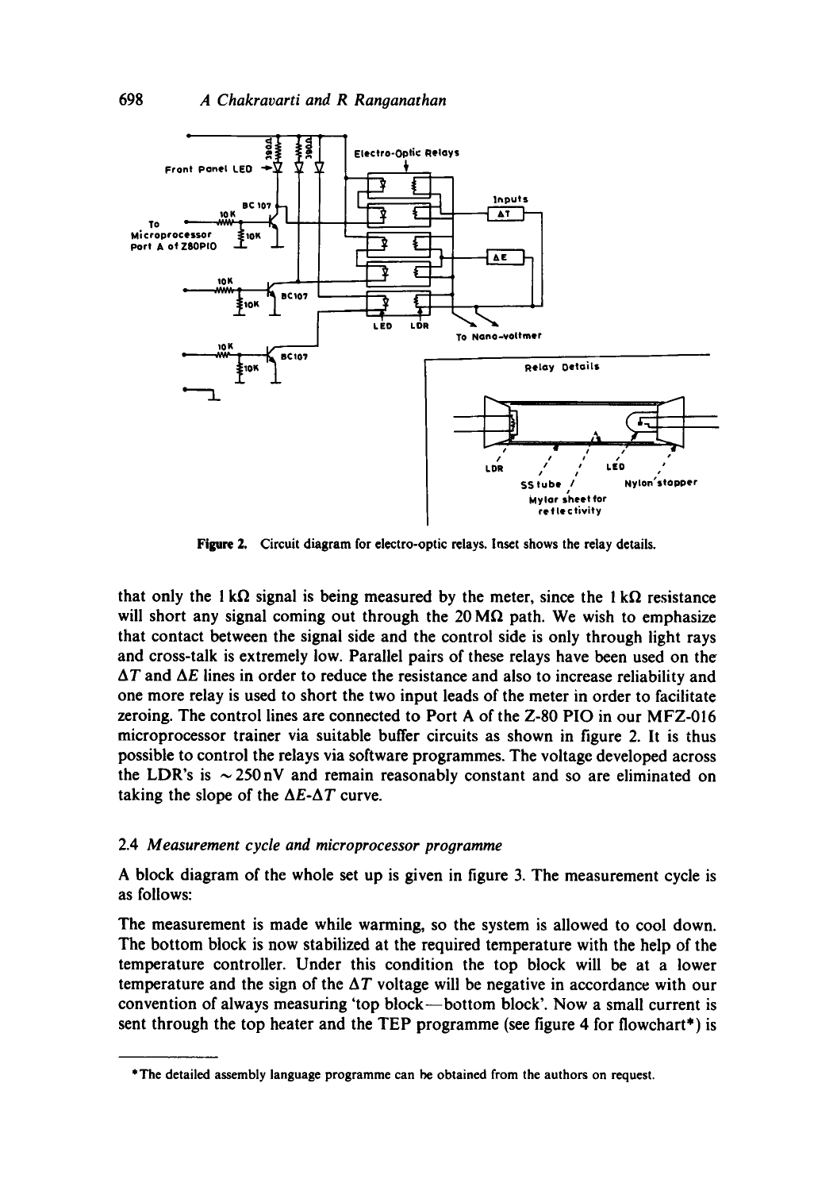Figure 2. Circuit diagram for electro-optic relays. Inset shows the relay details.

that only the 1 kΩ signal is being measured by the meter, since the 1 kΩ resistance will short any signal coming out through the 20 MΩ path. We wish to emphasize that contact between the signal side and the control side is only through light rays and cross-talk is extremely low. Parallel pairs of these relays have been used on the $\Delta T$ and $\Delta E$ lines in order to reduce the resistance and also to increase reliability and one more relay is used to short the two input leads of the meter in order to facilitate zeroing. The control lines are connected to Port A of the Z-80 PIO in our MFZ-016 microprocessor trainer via suitable buffer circuits as shown in figure 2. It is thus possible to control the relays via software programmes. The voltage developed across the LDR's is ~250 nV and remain reasonably constant and so are eliminated on taking the slope of the $\Delta E$-$\Delta T$ curve.

### 2.4 *Measurement cycle and microprocessor programme*

A block diagram of the whole set up is given in figure 3. The measurement cycle is as follows:

The measurement is made while warming, so the system is allowed to cool down. The bottom block is now stabilized at the required temperature with the help of the temperature controller. Under this condition the top block will be at a lower temperature and the sign of the $\Delta T$ voltage will be negative in accordance with our convention of always measuring 'top block—bottom block'. Now a small current is sent through the top heater and the TEP programme (see figure 4 for flowchart*) is

*The detailed assembly language programme can be obtained from the authors on request.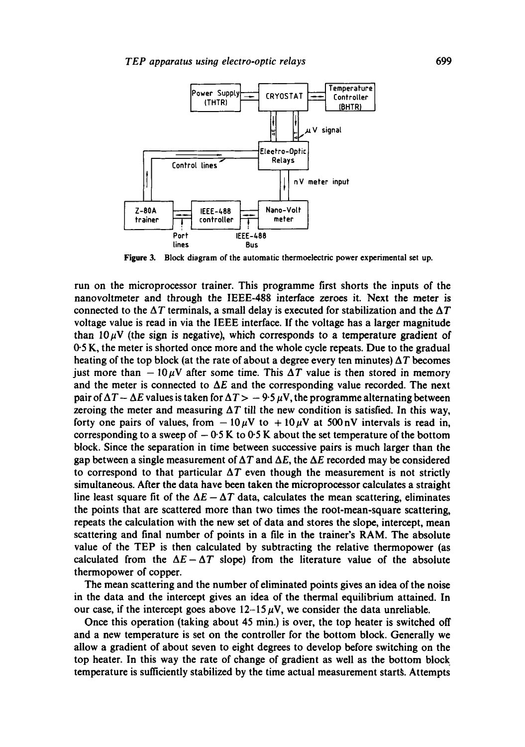Figure 3. Block diagram of the automatic thermoelectric power experimental set up.

run on the microprocessor trainer. This programme first shorts the inputs of the nanovoltmeter and through the IEEE-488 interface zeroes it. Next the meter is connected to the $\Delta T$ terminals, a small delay is executed for stabilization and the $\Delta T$ voltage value is read in via the IEEE interface. If the voltage has a larger magnitude than $10\,\mu$V (the sign is negative), which corresponds to a temperature gradient of 0·5 K, the meter is shorted once more and the whole cycle repeats. Due to the gradual heating of the top block (at the rate of about a degree every ten minutes) $\Delta T$ becomes just more than $-10\,\mu$V after some time. This $\Delta T$ value is then stored in memory and the meter is connected to $\Delta E$ and the corresponding value recorded. The next pair of $\Delta T - \Delta E$ values is taken for $\Delta T > -9{\cdot}5\,\mu$V, the programme alternating between zeroing the meter and measuring $\Delta T$ till the new condition is satisfied. In this way, forty one pairs of values, from $-10\,\mu$V to $+10\,\mu$V at 500 nV intervals is read in, corresponding to a sweep of $-0{\cdot}5$ K to 0·5 K about the set temperature of the bottom block. Since the separation in time between successive pairs is much larger than the gap between a single measurement of $\Delta T$ and $\Delta E$, the $\Delta E$ recorded may be considered to correspond to that particular $\Delta T$ even though the measurement is not strictly simultaneous. After the data have been taken the microprocessor calculates a straight line least square fit of the $\Delta E - \Delta T$ data, calculates the mean scattering, eliminates the points that are scattered more than two times the root-mean-square scattering, repeats the calculation with the new set of data and stores the slope, intercept, mean scattering and final number of points in a file in the trainer's RAM. The absolute value of the TEP is then calculated by subtracting the relative thermopower (as calculated from the $\Delta E - \Delta T$ slope) from the literature value of the absolute thermopower of copper.

The mean scattering and the number of eliminated points gives an idea of the noise in the data and the intercept gives an idea of the thermal equilibrium attained. In our case, if the intercept goes above 12–15 $\mu$V, we consider the data unreliable.

Once this operation (taking about 45 min.) is over, the top heater is switched off and a new temperature is set on the controller for the bottom block. Generally we allow a gradient of about seven to eight degrees to develop before switching on the top heater. In this way the rate of change of gradient as well as the bottom block temperature is sufficiently stabilized by the time actual measurement starts. Attempts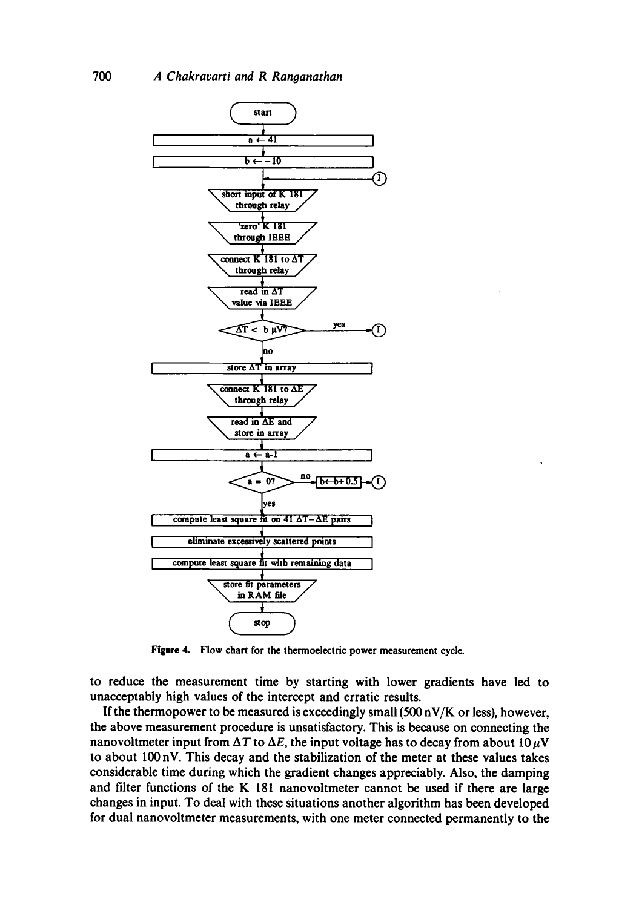```
start
a ← 41
b ← -10
(I) →
short input of K 181 through relay
'zero' K 181 through IEEE
connect K 181 to ΔT through relay
read in ΔT value via IEEE
ΔT < b μV? — yes → (I)
no
store ΔT in array
connect K 181 to ΔE through relay
read in ΔE and store in array
a ← a-1
a = 0? — no → [b ← b+0.5] → (I)
yes
compute least square fit on 41 ΔT–ΔE pairs
eliminate excessively scattered points
compute least square fit with remaining data
store fit parameters in RAM file
stop
```

**Figure 4.** Flow chart for the thermoelectric power measurement cycle.

to reduce the measurement time by starting with lower gradients have led to unacceptably high values of the intercept and erratic results.

If the thermopower to be measured is exceedingly small (500 nV/K or less), however, the above measurement procedure is unsatisfactory. This is because on connecting the nanovoltmeter input from $\Delta T$ to $\Delta E$, the input voltage has to decay from about 10 $\mu$V to about 100 nV. This decay and the stabilization of the meter at these values takes considerable time during which the gradient changes appreciably. Also, the damping and filter functions of the K 181 nanovoltmeter cannot be used if there are large changes in input. To deal with these situations another algorithm has been developed for dual nanovoltmeter measurements, with one meter connected permanently to the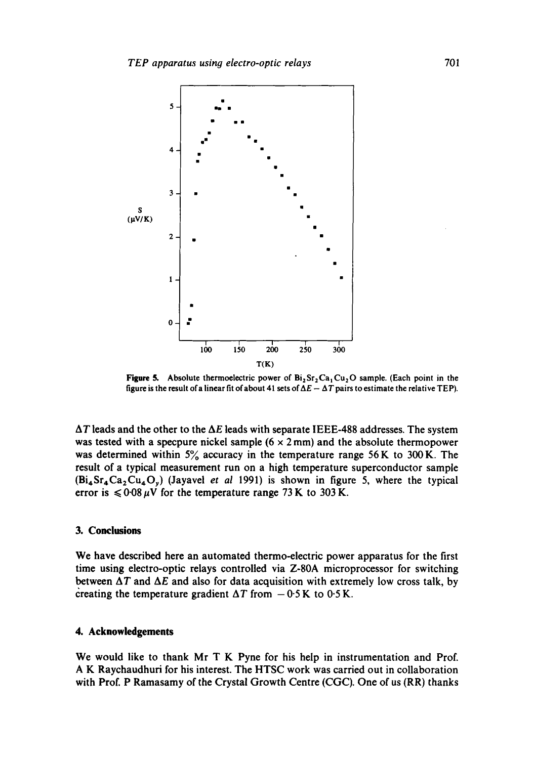Figure 5. Absolute thermoelectric power of $Bi_2Sr_2Ca_1Cu_2O$ sample. (Each point in the figure is the result of a linear fit of about 41 sets of $\Delta E - \Delta T$ pairs to estimate the relative TEP).

$\Delta T$ leads and the other to the $\Delta E$ leads with separate IEEE-488 addresses. The system was tested with a specpure nickel sample (6 × 2 mm) and the absolute thermopower was determined within 5% accuracy in the temperature range 56 K to 300 K. The result of a typical measurement run on a high temperature superconductor sample ($Bi_4Sr_4Ca_2Cu_4O_y$) (Jayavel *et al* 1991) is shown in figure 5, where the typical error is $\leqslant 0{\cdot}08\,\mu V$ for the temperature range 73 K to 303 K.

## 3. Conclusions

We have described here an automated thermo-electric power apparatus for the first time using electro-optic relays controlled via Z-80A microprocessor for switching between $\Delta T$ and $\Delta E$ and also for data acquisition with extremely low cross talk, by creating the temperature gradient $\Delta T$ from $-0{\cdot}5$ K to $0{\cdot}5$ K.

## 4. Acknowledgements

We would like to thank Mr T K Pyne for his help in instrumentation and Prof. A K Raychaudhuri for his interest. The HTSC work was carried out in collaboration with Prof. P Ramasamy of the Crystal Growth Centre (CGC). One of us (RR) thanks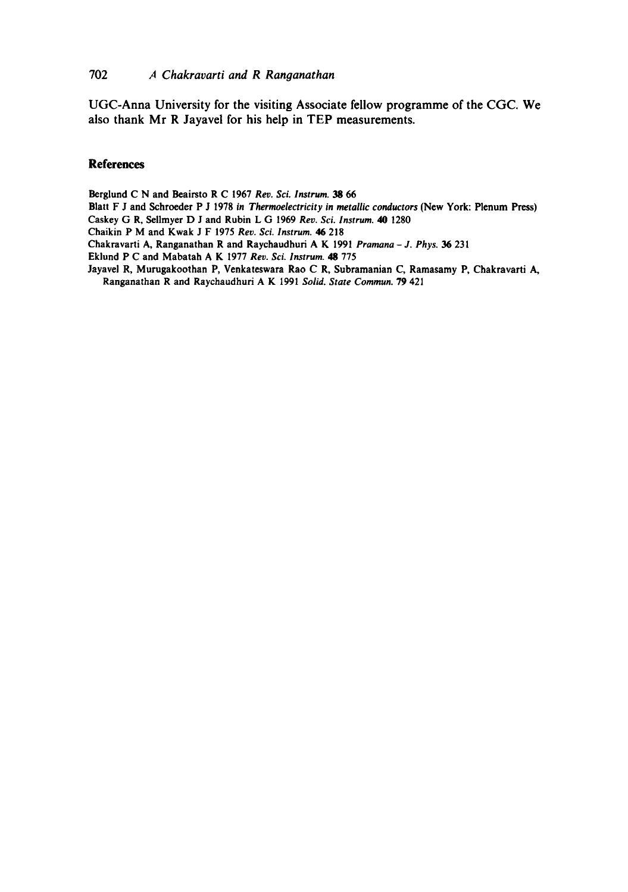UGC-Anna University for the visiting Associate fellow programme of the CGC. We also thank Mr R Jayavel for his help in TEP measurements.

## References

Berglund C N and Beairsto R C 1967 *Rev. Sci. Instrum.* **38** 66

Blatt F J and Schroeder P J 1978 *in Thermoelectricity in metallic conductors* (New York: Plenum Press)

Caskey G R, Sellmyer D J and Rubin L G 1969 *Rev. Sci. Instrum.* **40** 1280

Chaikin P M and Kwak J F 1975 *Rev. Sci. Instrum.* **46** 218

Chakravarti A, Ranganathan R and Raychaudhuri A K 1991 *Pramana – J. Phys.* **36** 231

Eklund P C and Mabatah A K 1977 *Rev. Sci. Instrum.* **48** 775

Jayavel R, Murugakoothan P, Venkateswara Rao C R, Subramanian C, Ramasamy P, Chakravarti A, Ranganathan R and Raychaudhuri A K 1991 *Solid. State Commun.* **79** 421